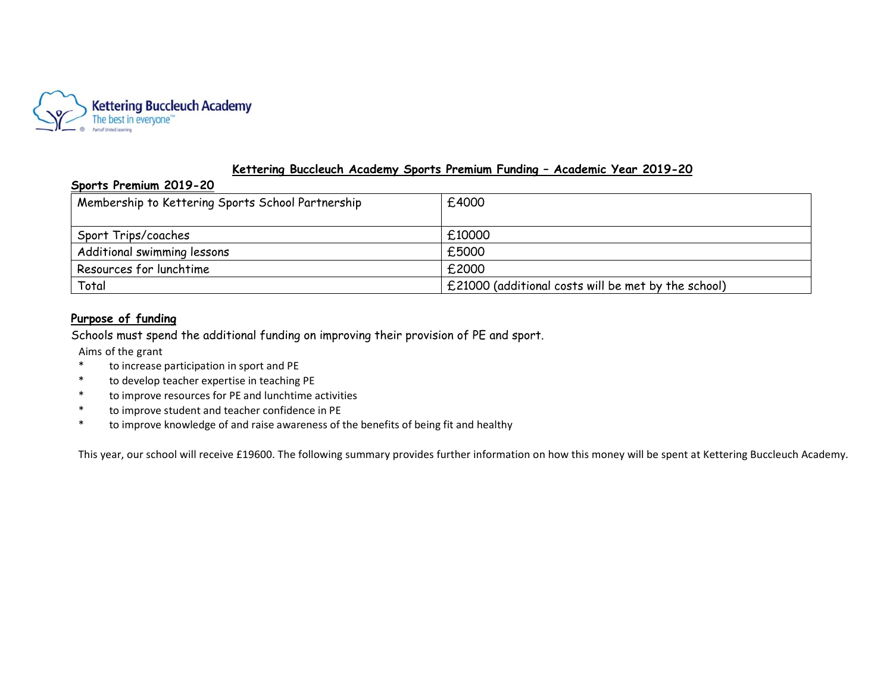Kettering Buccleuch Academy
The best in everyone™
Part of United Learning

# Kettering Buccleuch Academy Sports Premium Funding – Academic Year 2019-20

## Sports Premium 2019-20

| | |
|---|---|
| Membership to Kettering Sports School Partnership | £4000 |
| Sport Trips/coaches | £10000 |
| Additional swimming lessons | £5000 |
| Resources for lunchtime | £2000 |
| Total | £21000 (additional costs will be met by the school) |

## Purpose of funding

Schools must spend the additional funding on improving their provision of PE and sport.

Aims of the grant

* to increase participation in sport and PE
* to develop teacher expertise in teaching PE
* to improve resources for PE and lunchtime activities
* to improve student and teacher confidence in PE
* to improve knowledge of and raise awareness of the benefits of being fit and healthy

This year, our school will receive £19600. The following summary provides further information on how this money will be spent at Kettering Buccleuch Academy.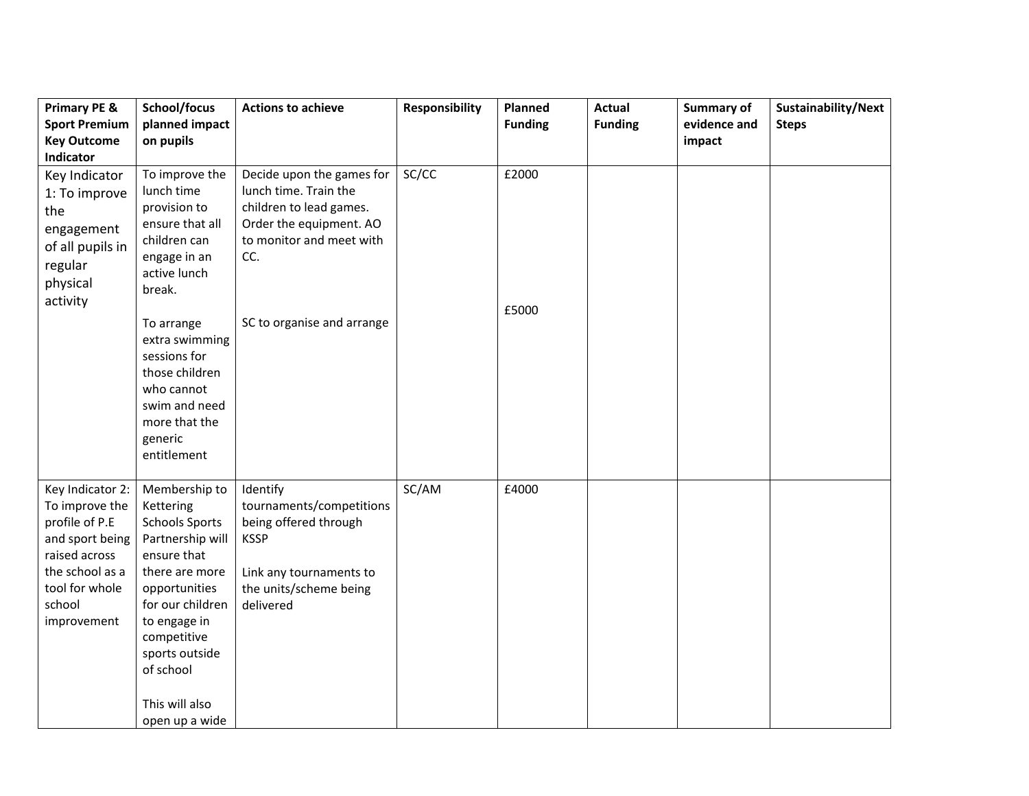| Primary PE & Sport Premium Key Outcome Indicator | School/focus planned impact on pupils | Actions to achieve | Responsibility | Planned Funding | Actual Funding | Summary of evidence and impact | Sustainability/Next Steps |
|---|---|---|---|---|---|---|---|
| Key Indicator 1: To improve the engagement of all pupils in regular physical activity | To improve the lunch time provision to ensure that all children can engage in an active lunch break.<br><br>To arrange extra swimming sessions for those children who cannot swim and need more that the generic entitlement | Decide upon the games for lunch time. Train the children to lead games. Order the equipment. AO to monitor and meet with CC.<br><br>SC to organise and arrange | SC/CC | £2000<br><br>£5000 | | | |
| Key Indicator 2: To improve the profile of P.E and sport being raised across the school as a tool for whole school improvement | Membership to Kettering Schools Sports Partnership will ensure that there are more opportunities for our children to engage in competitive sports outside of school<br><br>This will also open up a wide | Identify tournaments/competitions being offered through KSSP<br><br>Link any tournaments to the units/scheme being delivered | SC/AM | £4000 | | | |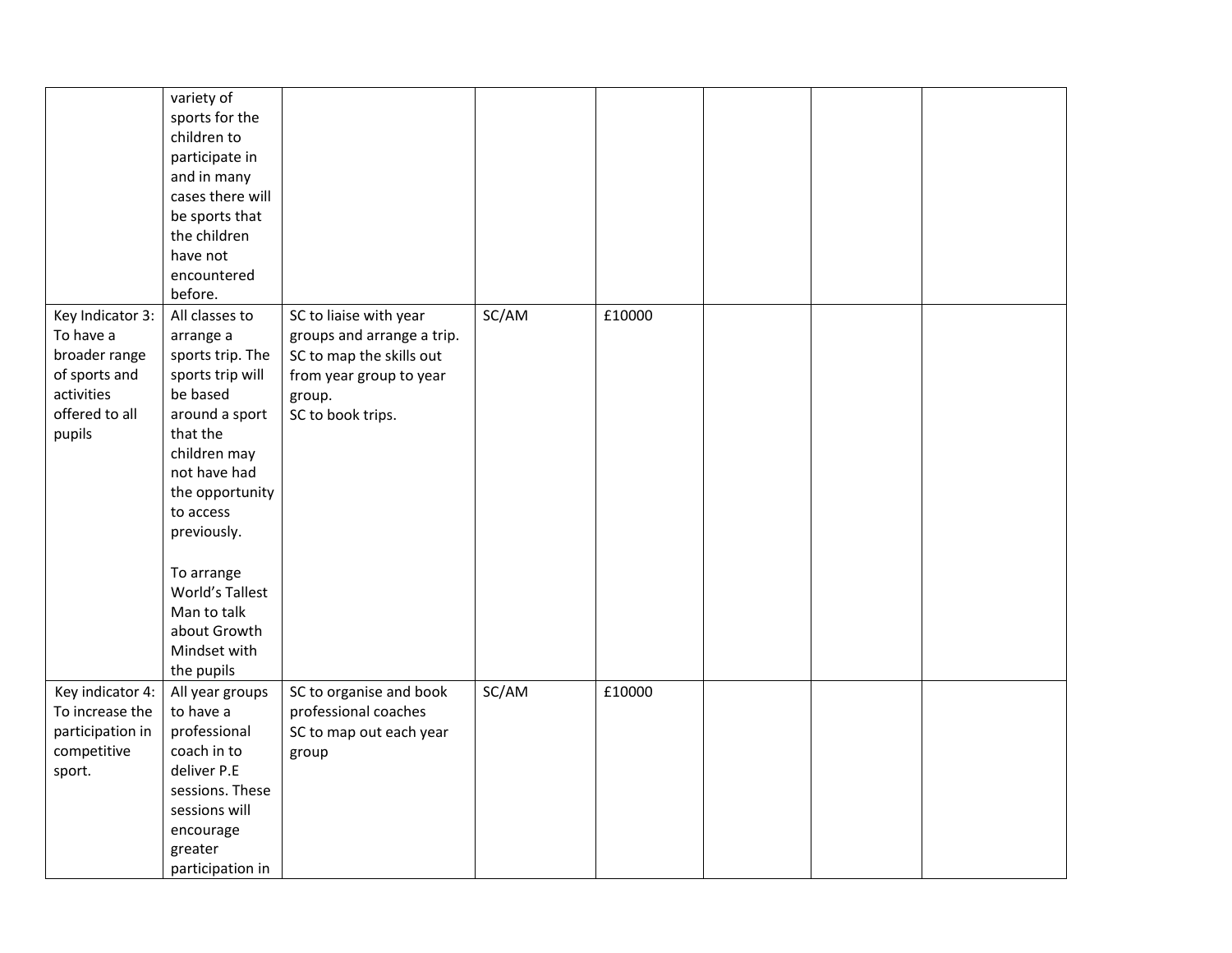|  |  |  |  |  |  |  |  |
|---|---|---|---|---|---|---|---|
|  | variety of sports for the children to participate in and in many cases there will be sports that the children have not encountered before. |  |  |  |  |  |  |
| Key Indicator 3: To have a broader range of sports and activities offered to all pupils | All classes to arrange a sports trip. The sports trip will be based around a sport that the children may not have had the opportunity to access previously.<br><br>To arrange World's Tallest Man to talk about Growth Mindset with the pupils | SC to liaise with year groups and arrange a trip.<br>SC to map the skills out from year group to year group.<br>SC to book trips. | SC/AM | £10000 |  |  |  |
| Key indicator 4: To increase the participation in competitive sport. | All year groups to have a professional coach in to deliver P.E sessions. These sessions will encourage greater participation in | SC to organise and book professional coaches<br>SC to map out each year group | SC/AM | £10000 |  |  |  |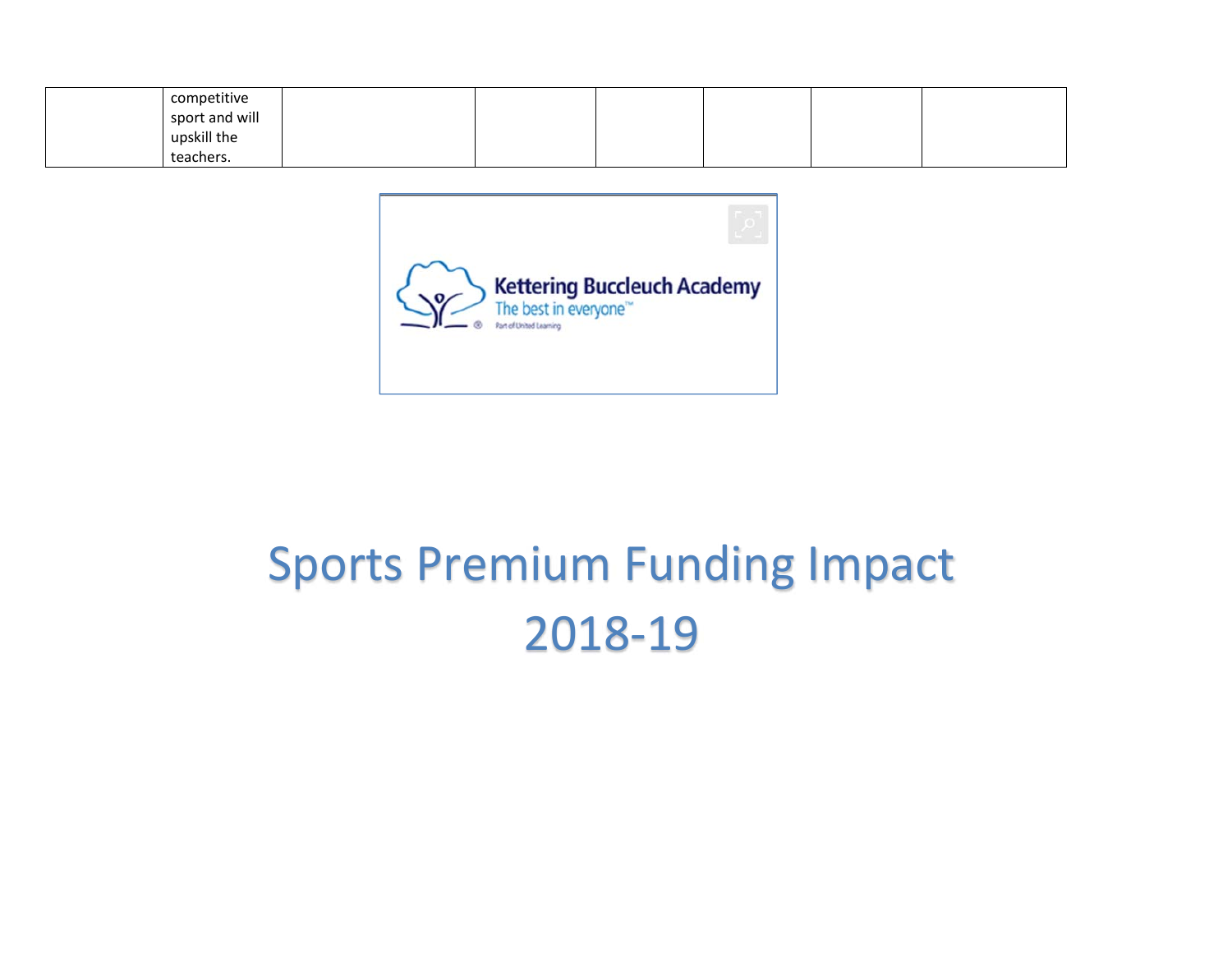| | competitive sport and will upskill the teachers. | | | | | | |
|---|---|---|---|---|---|---|---|

Kettering Buccleuch Academy
The best in everyone™
Part of United Learning

# Sports Premium Funding Impact 2018-19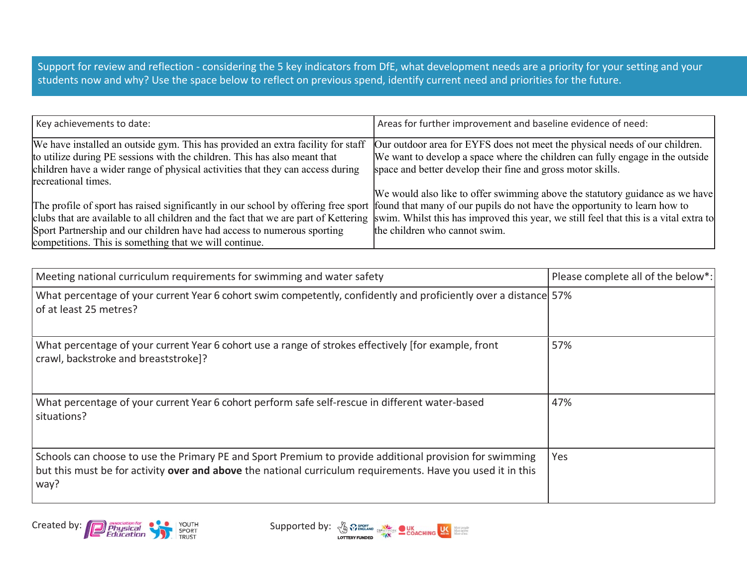Support for review and reflection - considering the 5 key indicators from DfE, what development needs are a priority for your setting and your students now and why? Use the space below to reflect on previous spend, identify current need and priorities for the future.

| Key achievements to date: | Areas for further improvement and baseline evidence of need: |
|---|---|
| We have installed an outside gym. This has provided an extra facility for staff to utilize during PE sessions with the children. This has also meant that children have a wider range of physical activities that they can access during recreational times.<br><br>The profile of sport has raised significantly in our school by offering free sport clubs that are available to all children and the fact that we are part of Kettering Sport Partnership and our children have had access to numerous sporting competitions. This is something that we will continue. | Our outdoor area for EYFS does not meet the physical needs of our children. We want to develop a space where the children can fully engage in the outside space and better develop their fine and gross motor skills.<br><br>We would also like to offer swimming above the statutory guidance as we have found that many of our pupils do not have the opportunity to learn how to swim. Whilst this has improved this year, we still feel that this is a vital extra to the children who cannot swim. |

| Meeting national curriculum requirements for swimming and water safety | Please complete all of the below*: |
|---|---|
| What percentage of your current Year 6 cohort swim competently, confidently and proficiently over a distance of at least 25 metres? | 57% |
| What percentage of your current Year 6 cohort use a range of strokes effectively [for example, front crawl, backstroke and breaststroke]? | 57% |
| What percentage of your current Year 6 cohort perform safe self-rescue in different water-based situations? | 47% |
| Schools can choose to use the Primary PE and Sport Premium to provide additional provision for swimming but this must be for activity **over and above** the national curriculum requirements. Have you used it in this way? | Yes |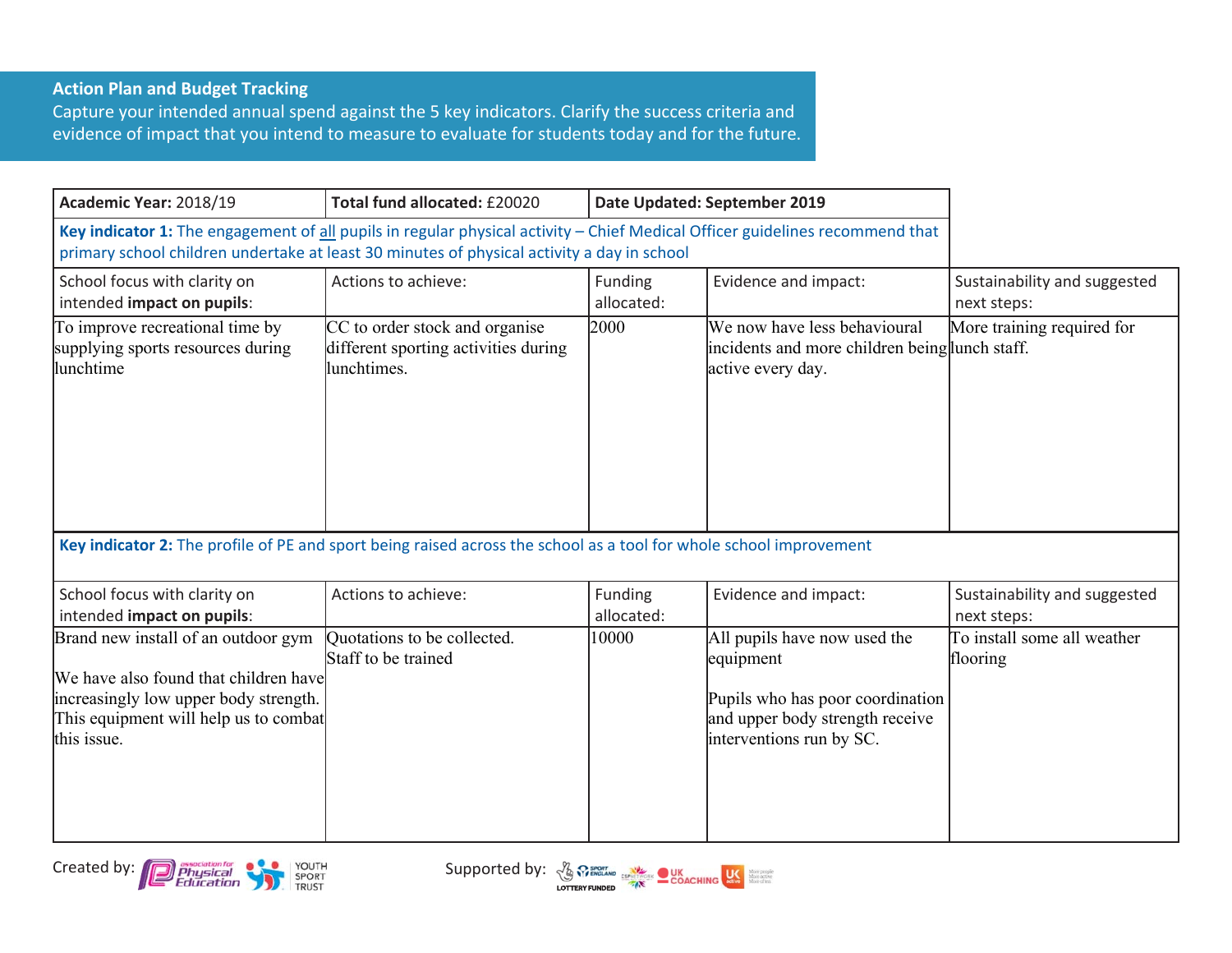## Action Plan and Budget Tracking

Capture your intended annual spend against the 5 key indicators. Clarify the success criteria and evidence of impact that you intend to measure to evaluate for students today and for the future.

| **Academic Year:** 2018/19 | **Total fund allocated:** £20020 | **Date Updated: September 2019** | | |
|---|---|---|---|---|
| **Key indicator 1:** The engagement of all pupils in regular physical activity – Chief Medical Officer guidelines recommend that primary school children undertake at least 30 minutes of physical activity a day in school | | | | |
| School focus with clarity on intended **impact on pupils**: | Actions to achieve: | Funding allocated: | Evidence and impact: | Sustainability and suggested next steps: |
| To improve recreational time by supplying sports resources during lunchtime | CC to order stock and organise different sporting activities during lunchtimes. | 2000 | We now have less behavioural incidents and more children being active every day. | More training required for lunch staff. |
| **Key indicator 2:** The profile of PE and sport being raised across the school as a tool for whole school improvement | | | | |
| School focus with clarity on intended **impact on pupils**: | Actions to achieve: | Funding allocated: | Evidence and impact: | Sustainability and suggested next steps: |
| Brand new install of an outdoor gym<br><br>We have also found that children have increasingly low upper body strength. This equipment will help us to combat this issue. | Quotations to be collected.<br>Staff to be trained | 10000 | All pupils have now used the equipment<br><br>Pupils who has poor coordination and upper body strength receive interventions run by SC. | To install some all weather flooring |

Created by: Association for Physical Education, Youth Sport Trust

Supported by: Sport England, CSPN, UK Coaching, UK Active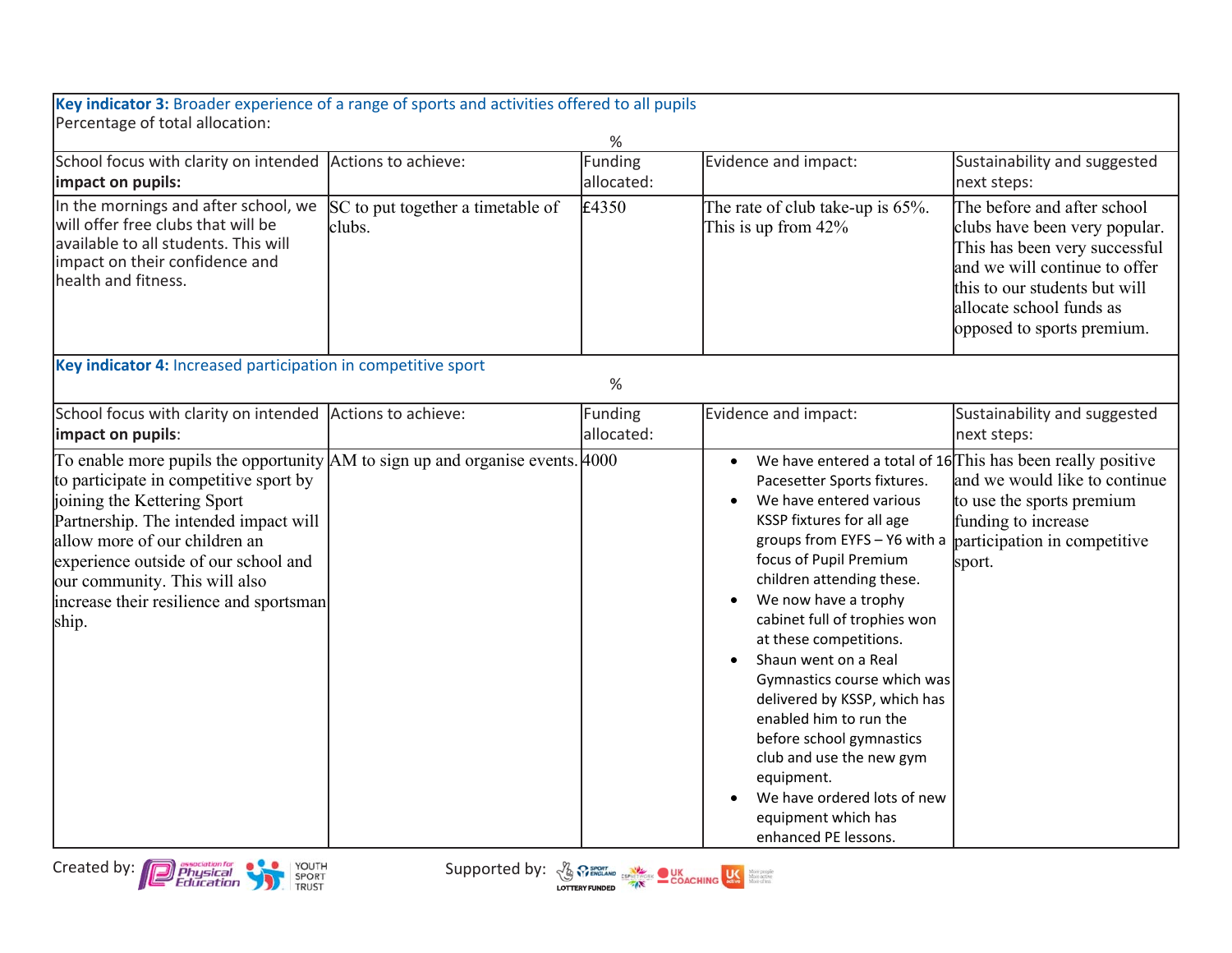**Key indicator 3:** Broader experience of a range of sports and activities offered to all pupils

Percentage of total allocation:

%

| School focus with clarity on intended **impact on pupils:** | Actions to achieve: | Funding allocated: | Evidence and impact: | Sustainability and suggested next steps: |
|---|---|---|---|---|
| In the mornings and after school, we will offer free clubs that will be available to all students. This will impact on their confidence and health and fitness. | SC to put together a timetable of clubs. | £4350 | The rate of club take-up is 65%. This is up from 42% | The before and after school clubs have been very popular. This has been very successful and we will continue to offer this to our students but will allocate school funds as opposed to sports premium. |

**Key indicator 4:** Increased participation in competitive sport

%

| School focus with clarity on intended **impact on pupils**: | Actions to achieve: | Funding allocated: | Evidence and impact: | Sustainability and suggested next steps: |
|---|---|---|---|---|
| To enable more pupils the opportunity to participate in competitive sport by joining the Kettering Sport Partnership. The intended impact will allow more of our children an experience outside of our school and our community. This will also increase their resilience and sportsman ship. | AM to sign up and organise events. | 4000 | • We have entered a total of 16 Pacesetter Sports fixtures.<br>• We have entered various KSSP fixtures for all age groups from EYFS – Y6 with a focus of Pupil Premium children attending these.<br>• We now have a trophy cabinet full of trophies won at these competitions.<br>• Shaun went on a Real Gymnastics course which was delivered by KSSP, which has enabled him to run the before school gymnastics club and use the new gym equipment.<br>• We have ordered lots of new equipment which has enhanced PE lessons. | This has been really positive and we would like to continue to use the sports premium funding to increase participation in competitive sport. |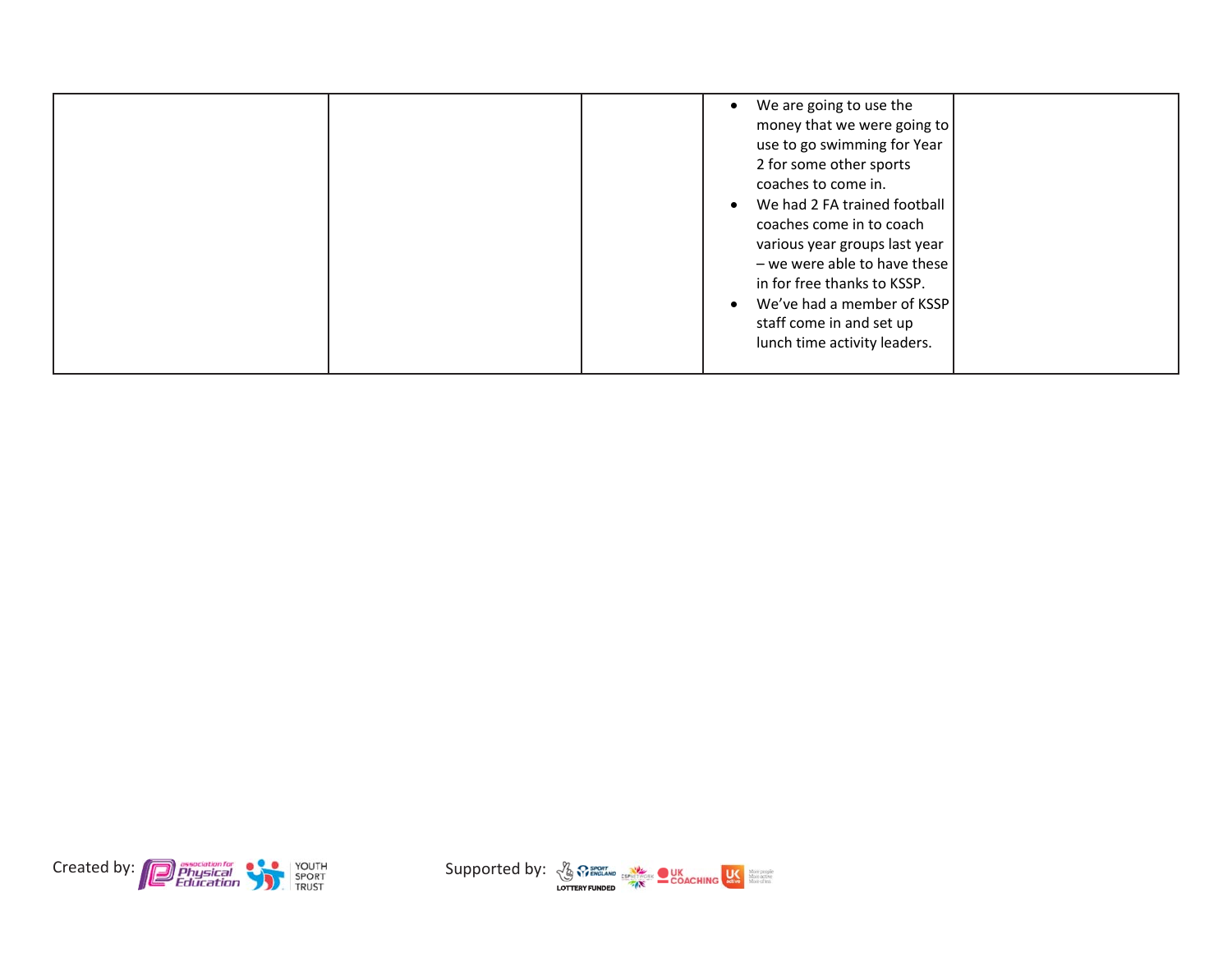| | | | | |
|---|---|---|---|---|
| | | | • We are going to use the money that we were going to use to go swimming for Year 2 for some other sports coaches to come in.<br>• We had 2 FA trained football coaches come in to coach various year groups last year – we were able to have these in for free thanks to KSSP.<br>• We've had a member of KSSP staff come in and set up lunch time activity leaders. | |